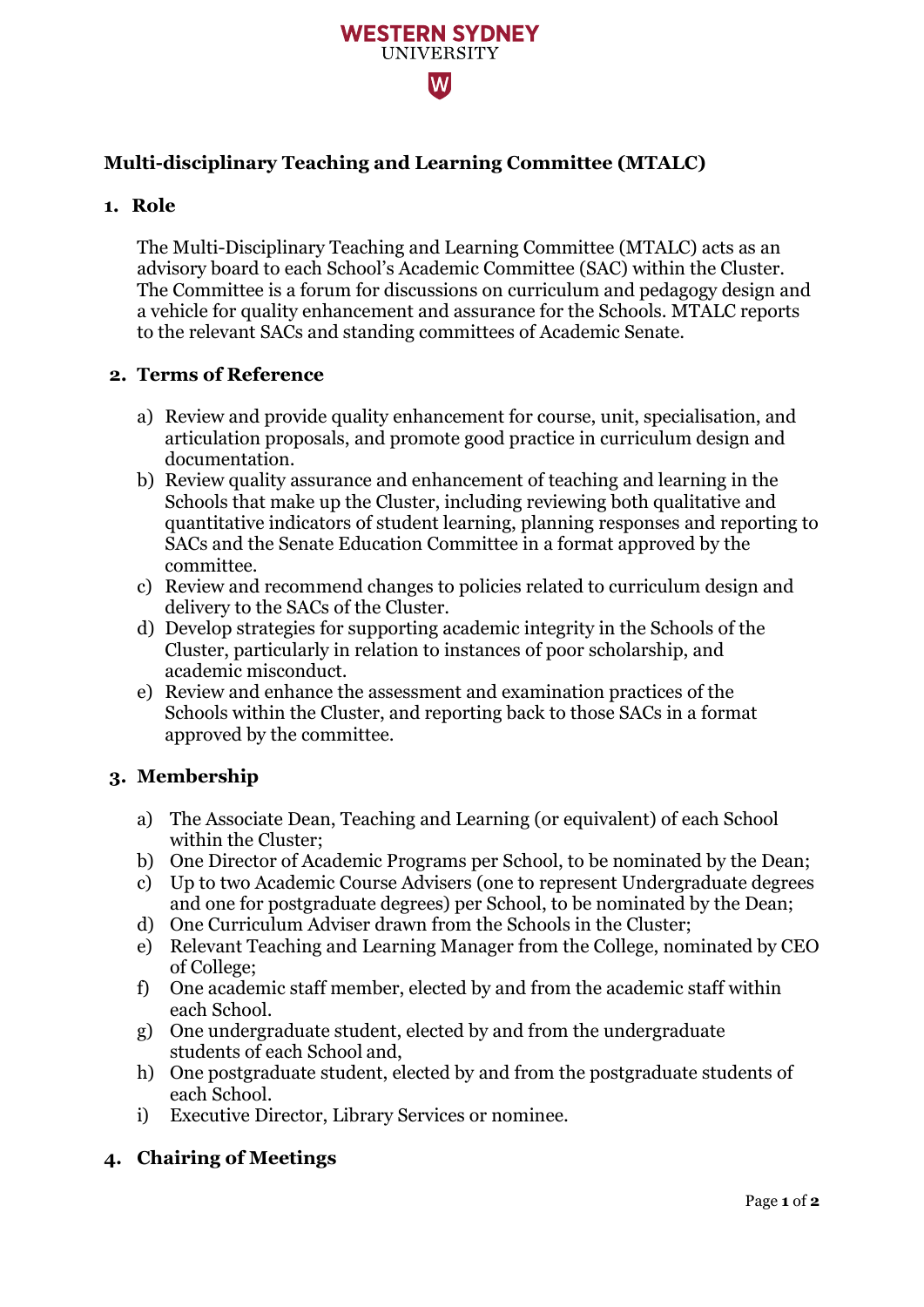# Multi-disciplinary Teaching and Learning Committee (MTALC)

## 1. Role

The Multi-Disciplinary Teaching and Learning Committee (MTALC) acts as an advisory board to each School's Academic Committee (SAC) within the Cluster. The Committee is a forum for discussions on curriculum and pedagogy design and a vehicle for quality enhancement and assurance for the Schools. MTALC reports to the relevant SACs and standing committees of Academic Senate.

## 2. Terms of Reference

a) Review and provide quality enhancement for course, unit, specialisation, and articulation proposals, and promote good practice in curriculum design and documentation.

b) Review quality assurance and enhancement of teaching and learning in the Schools that make up the Cluster, including reviewing both qualitative and quantitative indicators of student learning, planning responses and reporting to SACs and the Senate Education Committee in a format approved by the committee.

c) Review and recommend changes to policies related to curriculum design and delivery to the SACs of the Cluster.

d) Develop strategies for supporting academic integrity in the Schools of the Cluster, particularly in relation to instances of poor scholarship, and academic misconduct.

e) Review and enhance the assessment and examination practices of the Schools within the Cluster, and reporting back to those SACs in a format approved by the committee.

## 3. Membership

a) The Associate Dean, Teaching and Learning (or equivalent) of each School within the Cluster;

b) One Director of Academic Programs per School, to be nominated by the Dean;

c) Up to two Academic Course Advisers (one to represent Undergraduate degrees and one for postgraduate degrees) per School, to be nominated by the Dean;

d) One Curriculum Adviser drawn from the Schools in the Cluster;

e) Relevant Teaching and Learning Manager from the College, nominated by CEO of College;

f) One academic staff member, elected by and from the academic staff within each School.

g) One undergraduate student, elected by and from the undergraduate students of each School and,

h) One postgraduate student, elected by and from the postgraduate students of each School.

i) Executive Director, Library Services or nominee.

## 4. Chairing of Meetings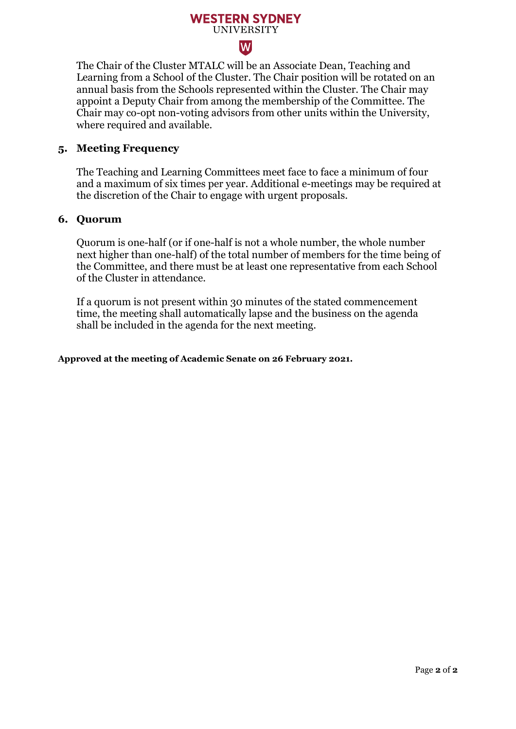The Chair of the Cluster MTALC will be an Associate Dean, Teaching and Learning from a School of the Cluster. The Chair position will be rotated on an annual basis from the Schools represented within the Cluster. The Chair may appoint a Deputy Chair from among the membership of the Committee. The Chair may co-opt non-voting advisors from other units within the University, where required and available.

## 5. Meeting Frequency

The Teaching and Learning Committees meet face to face a minimum of four and a maximum of six times per year. Additional e-meetings may be required at the discretion of the Chair to engage with urgent proposals.

## 6. Quorum

Quorum is one-half (or if one-half is not a whole number, the whole number next higher than one-half) of the total number of members for the time being of the Committee, and there must be at least one representative from each School of the Cluster in attendance.

If a quorum is not present within 30 minutes of the stated commencement time, the meeting shall automatically lapse and the business on the agenda shall be included in the agenda for the next meeting.

**Approved at the meeting of Academic Senate on 26 February 2021.**